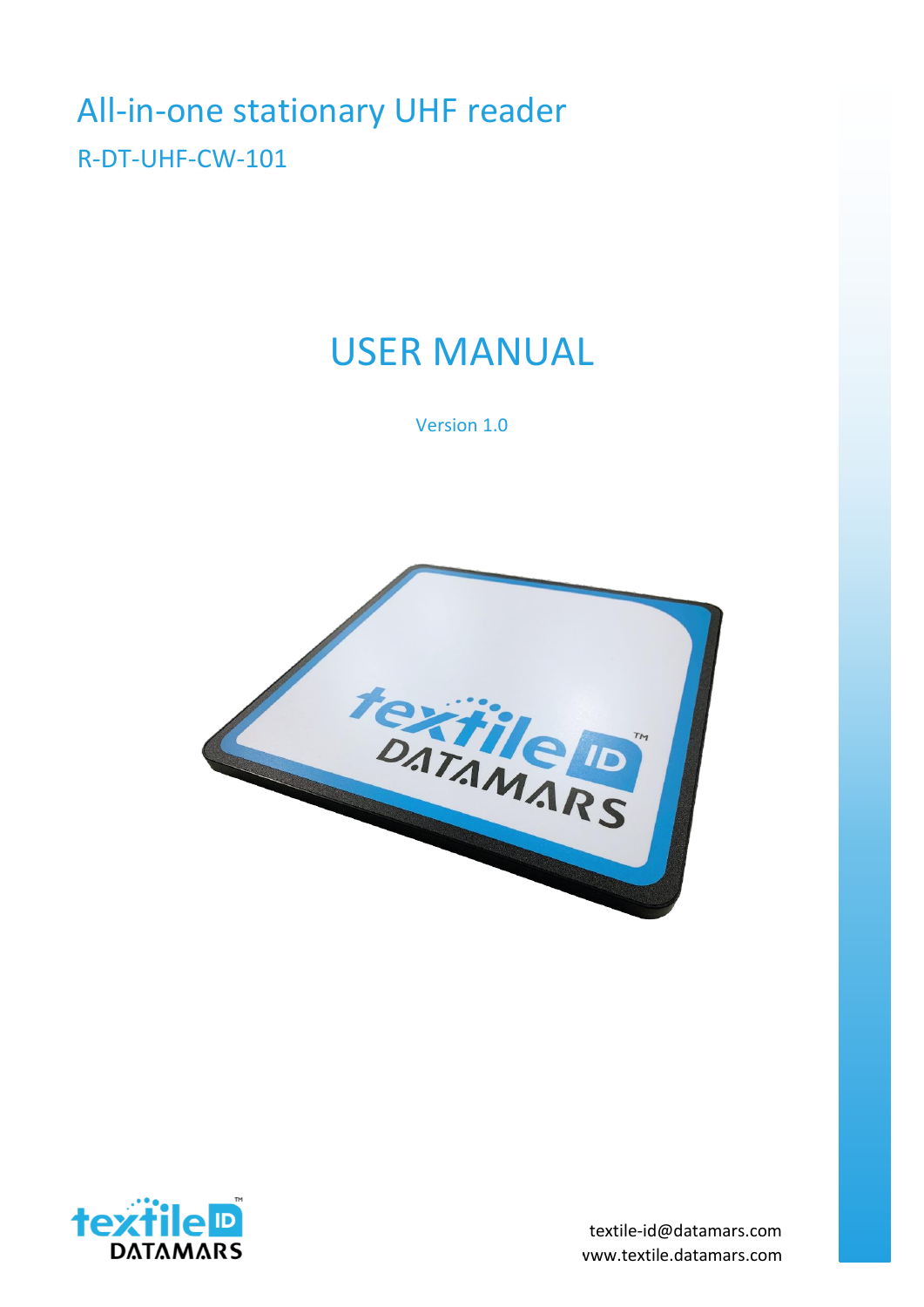# All-in-one stationary UHF reader

R-DT-UHF-CW-101

# USER MANUAL

Version 1.0

textile-id@datamars.com
www.textile.datamars.com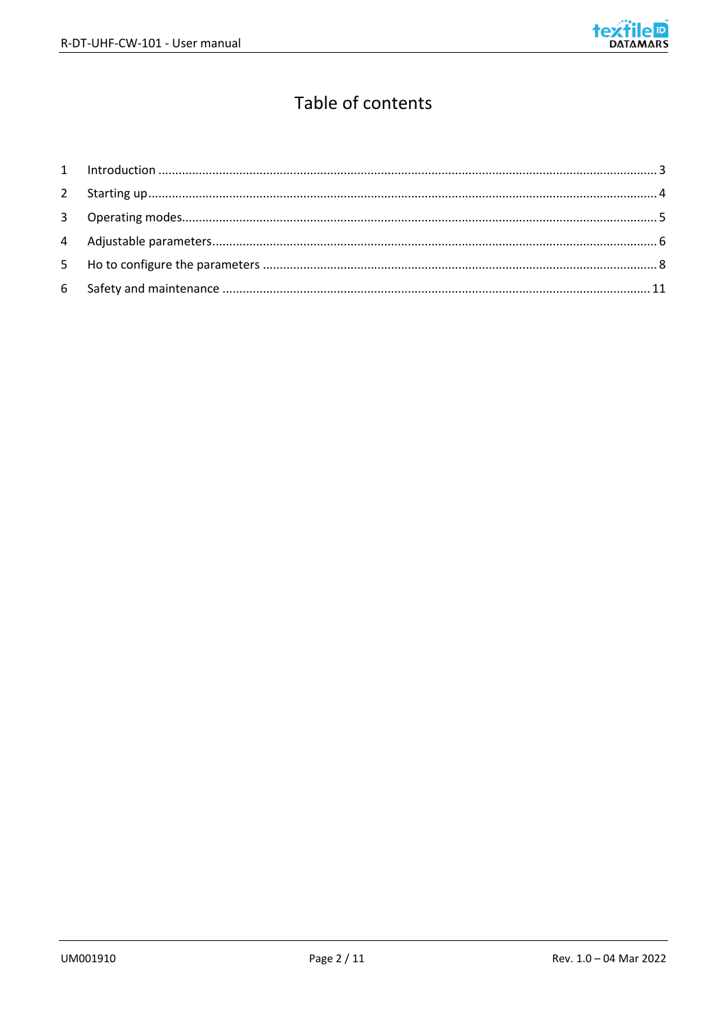# Table of contents

1 Introduction ........................................................................ 3

2 Starting up ........................................................................ 4

3 Operating modes ........................................................................ 5

4 Adjustable parameters ........................................................................ 6

5 Ho to configure the parameters ........................................................................ 8

6 Safety and maintenance ........................................................................ 11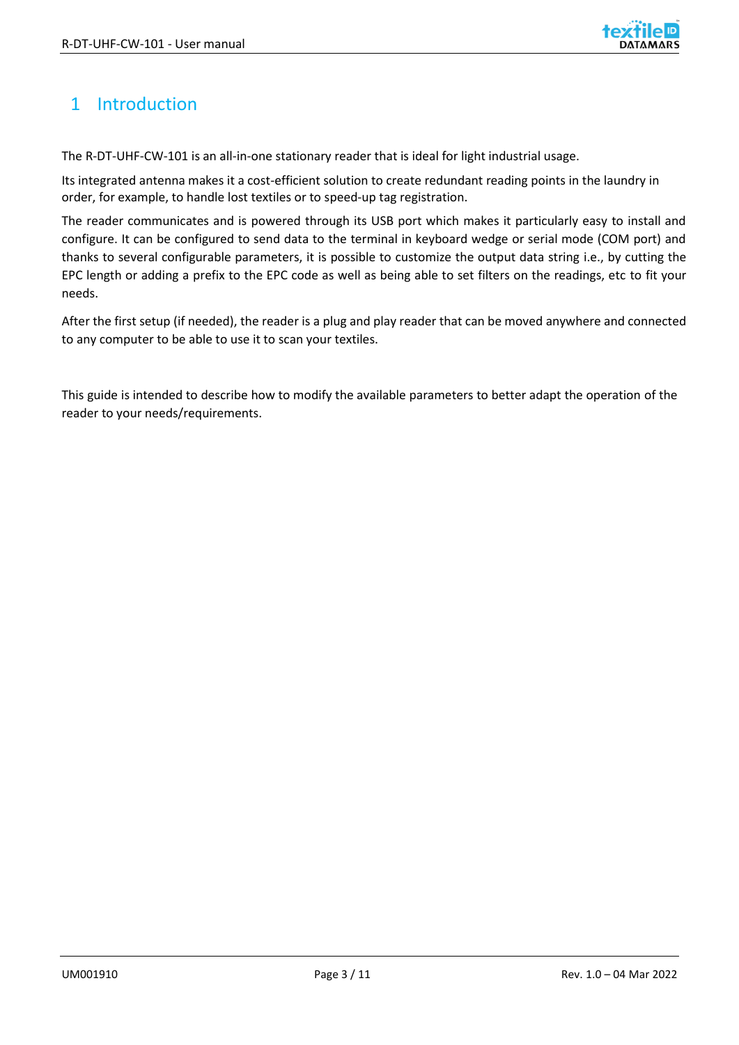# 1 Introduction

The R-DT-UHF-CW-101 is an all-in-one stationary reader that is ideal for light industrial usage.

Its integrated antenna makes it a cost-efficient solution to create redundant reading points in the laundry in order, for example, to handle lost textiles or to speed-up tag registration.

The reader communicates and is powered through its USB port which makes it particularly easy to install and configure. It can be configured to send data to the terminal in keyboard wedge or serial mode (COM port) and thanks to several configurable parameters, it is possible to customize the output data string i.e., by cutting the EPC length or adding a prefix to the EPC code as well as being able to set filters on the readings, etc to fit your needs.

After the first setup (if needed), the reader is a plug and play reader that can be moved anywhere and connected to any computer to be able to use it to scan your textiles.

This guide is intended to describe how to modify the available parameters to better adapt the operation of the reader to your needs/requirements.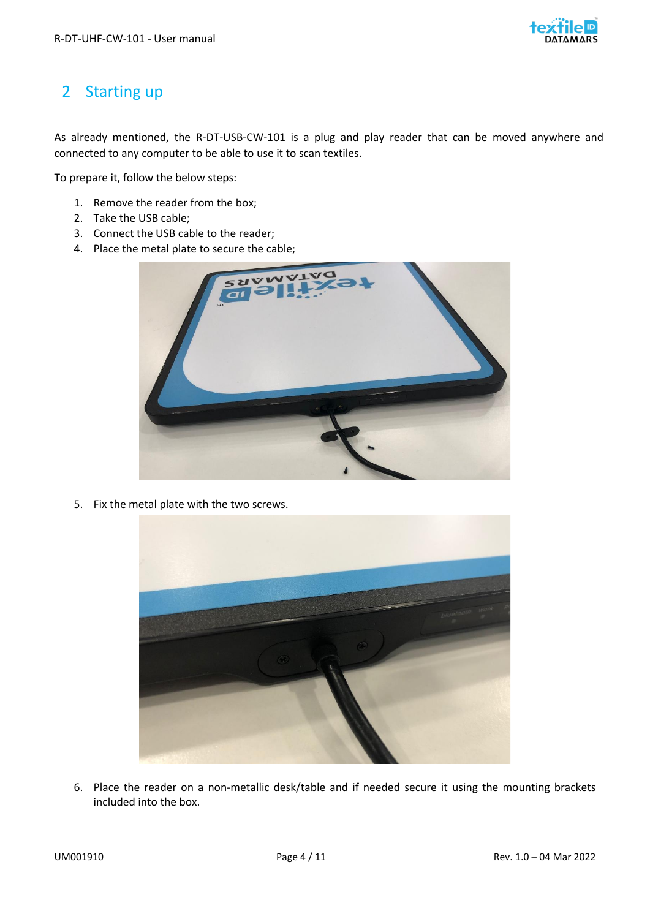## 2 Starting up

As already mentioned, the R-DT-USB-CW-101 is a plug and play reader that can be moved anywhere and connected to any computer to be able to use it to scan textiles.

To prepare it, follow the below steps:

1. Remove the reader from the box;
2. Take the USB cable;
3. Connect the USB cable to the reader;
4. Place the metal plate to secure the cable;
5. Fix the metal plate with the two screws.
6. Place the reader on a non-metallic desk/table and if needed secure it using the mounting brackets included into the box.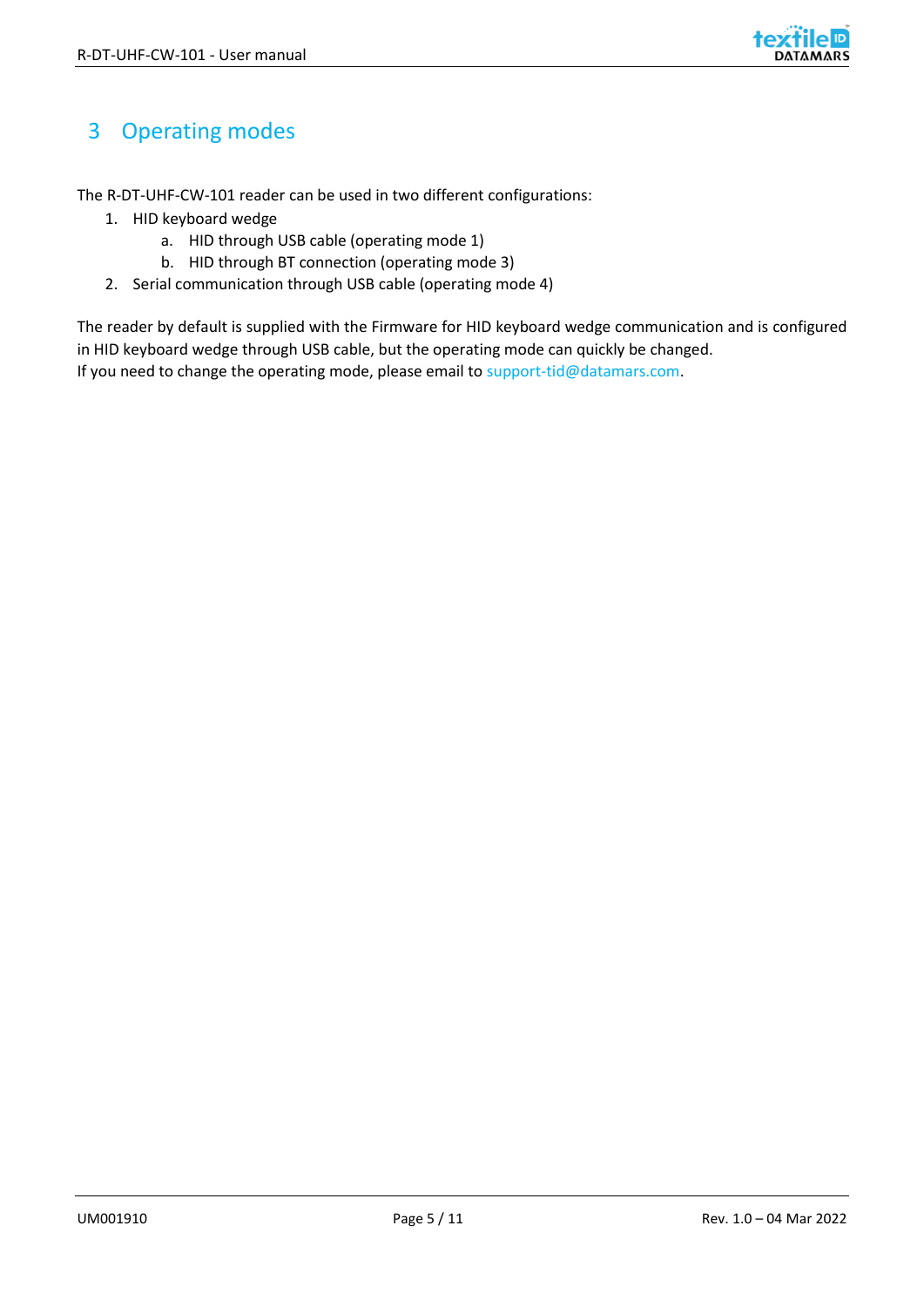# 3 Operating modes

The R-DT-UHF-CW-101 reader can be used in two different configurations:

1. HID keyboard wedge
    a. HID through USB cable (operating mode 1)
    b. HID through BT connection (operating mode 3)
2. Serial communication through USB cable (operating mode 4)

The reader by default is supplied with the Firmware for HID keyboard wedge communication and is configured in HID keyboard wedge through USB cable, but the operating mode can quickly be changed.
If you need to change the operating mode, please email to support-tid@datamars.com.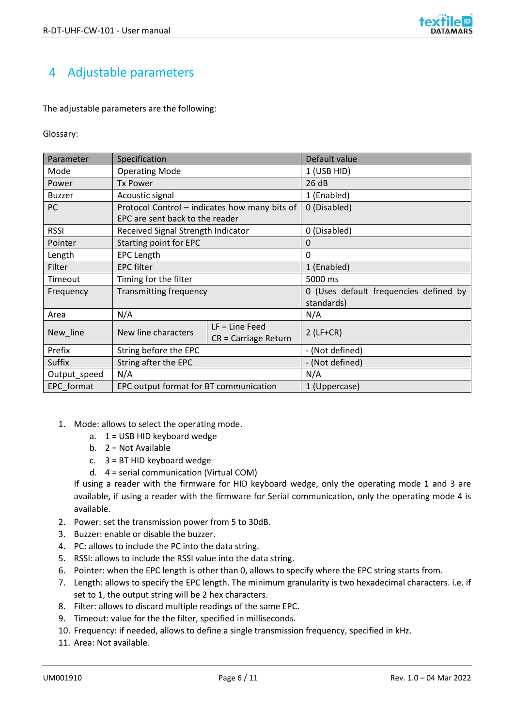# 4 Adjustable parameters

The adjustable parameters are the following:

Glossary:

| Parameter | Specification | | Default value |
|---|---|---|---|
| Mode | Operating Mode | | 1 (USB HID) |
| Power | Tx Power | | 26 dB |
| Buzzer | Acoustic signal | | 1 (Enabled) |
| PC | Protocol Control – indicates how many bits of EPC are sent back to the reader | | 0 (Disabled) |
| RSSI | Received Signal Strength Indicator | | 0 (Disabled) |
| Pointer | Starting point for EPC | | 0 |
| Length | EPC Length | | 0 |
| Filter | EPC filter | | 1 (Enabled) |
| Timeout | Timing for the filter | | 5000 ms |
| Frequency | Transmitting frequency | | 0 (Uses default frequencies defined by standards) |
| Area | N/A | | N/A |
| New_line | New line characters | LF = Line Feed<br>CR = Carriage Return | 2 (LF+CR) |
| Prefix | String before the EPC | | - (Not defined) |
| Suffix | String after the EPC | | - (Not defined) |
| Output_speed | N/A | | N/A |
| EPC_format | EPC output format for BT communication | | 1 (Uppercase) |

1. Mode: allows to select the operating mode.
    a. 1 = USB HID keyboard wedge
    b. 2 = Not Available
    c. 3 = BT HID keyboard wedge
    d. 4 = serial communication (Virtual COM)

   If using a reader with the firmware for HID keyboard wedge, only the operating mode 1 and 3 are available, if using a reader with the firmware for Serial communication, only the operating mode 4 is available.
2. Power: set the transmission power from 5 to 30dB.
3. Buzzer: enable or disable the buzzer.
4. PC: allows to include the PC into the data string.
5. RSSI: allows to include the RSSI value into the data string.
6. Pointer: when the EPC length is other than 0, allows to specify where the EPC string starts from.
7. Length: allows to specify the EPC length. The minimum granularity is two hexadecimal characters. i.e. if set to 1, the output string will be 2 hex characters.
8. Filter: allows to discard multiple readings of the same EPC.
9. Timeout: value for the the filter, specified in milliseconds.
10. Frequency: if needed, allows to define a single transmission frequency, specified in kHz.
11. Area: Not available.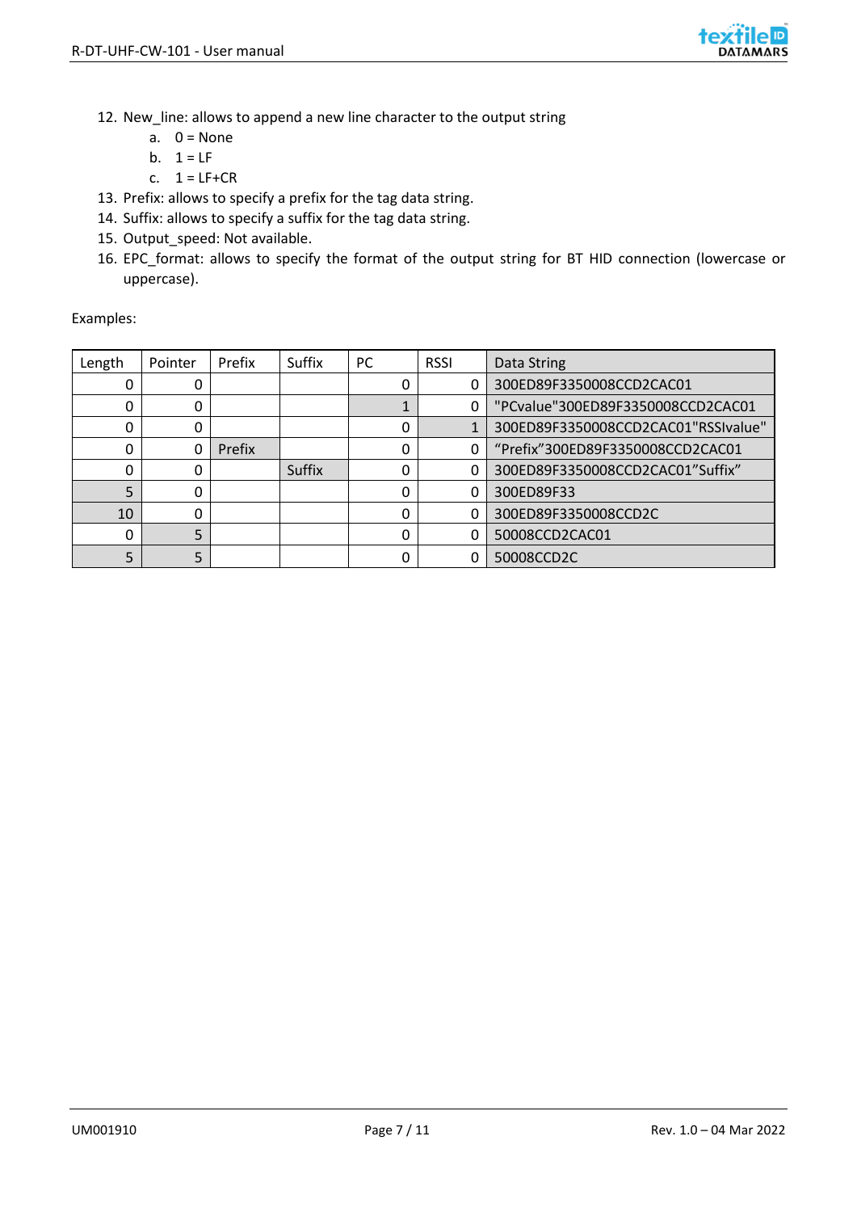12. New_line: allows to append a new line character to the output string
    a. 0 = None
    b. 1 = LF
    c. 1 = LF+CR
13. Prefix: allows to specify a prefix for the tag data string.
14. Suffix: allows to specify a suffix for the tag data string.
15. Output_speed: Not available.
16. EPC_format: allows to specify the format of the output string for BT HID connection (lowercase or uppercase).

Examples:

| Length | Pointer | Prefix | Suffix | PC | RSSI | Data String |
|---|---|---|---|---|---|---|
| 0 | 0 | | | 0 | 0 | 300ED89F3350008CCD2CAC01 |
| 0 | 0 | | | 1 | 0 | "PCvalue"300ED89F3350008CCD2CAC01 |
| 0 | 0 | | | 0 | 1 | 300ED89F3350008CCD2CAC01"RSSIvalue" |
| 0 | 0 | Prefix | | 0 | 0 | “Prefix”300ED89F3350008CCD2CAC01 |
| 0 | 0 | | Suffix | 0 | 0 | 300ED89F3350008CCD2CAC01”Suffix” |
| 5 | 0 | | | 0 | 0 | 300ED89F33 |
| 10 | 0 | | | 0 | 0 | 300ED89F3350008CCD2C |
| 0 | 5 | | | 0 | 0 | 50008CCD2CAC01 |
| 5 | 5 | | | 0 | 0 | 50008CCD2C |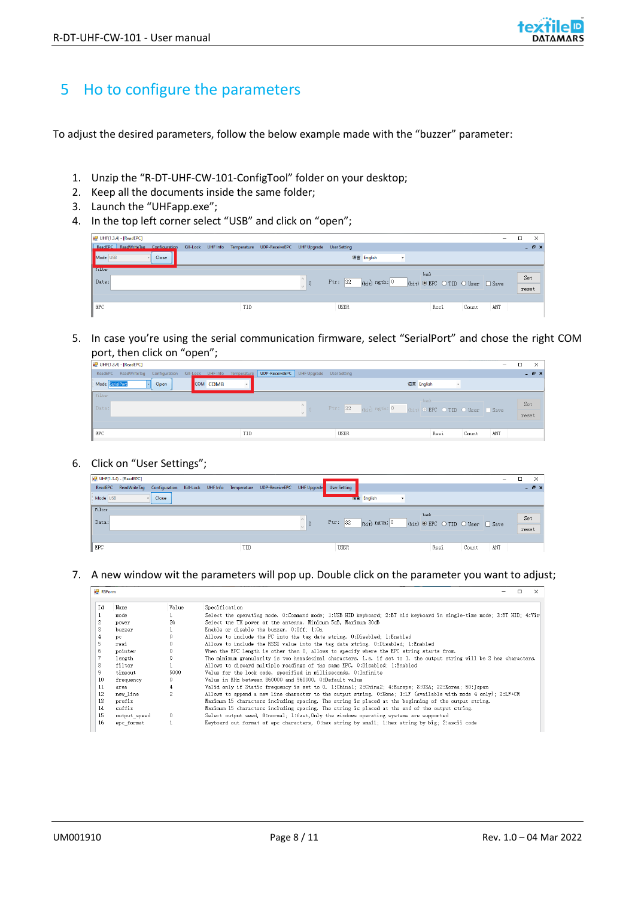# 5 Ho to configure the parameters

To adjust the desired parameters, follow the below example made with the “buzzer” parameter:

1. Unzip the “R-DT-UHF-CW-101-ConfigTool” folder on your desktop;
2. Keep all the documents inside the same folder;
3. Launch the “UHFapp.exe”;
4. In the top left corner select “USB” and click on “open”;

5. In case you’re using the serial communication firmware, select “SerialPort” and chose the right COM port, then click on “open”;

6. Click on “User Settings”;

7. A new window wit the parameters will pop up. Double click on the parameter you want to adjust;

| Id | Name | Value | Specification |
|---|---|---|---|
| 1 | mode | 1 | Select the operating mode. 0:Command mode; 1:USB HID keyboard; 2:BT hid keyboard in single-time mode; 3:BT HID; 4:Vir |
| 2 | power | 26 | Select the TX power of the antenna. Minimum 5dB, Maximum 30dB |
| 3 | buzzer | 1 | Enable or disable the buzzer. 0:Off; 1:On |
| 4 | pc | 0 | Allows to include the PC into the tag data string. 0:Disabled; 1:Enabled |
| 5 | rssi | 0 | Allows to include the RSSI value into the tag data string. 0:Disabled; 1:Enabled |
| 6 | pointer | 0 | When the EPC length is other than 0, allows to specify where the EPC string starts from. |
| 7 | length | 0 | The minimum granularity is two hexadecimal characters. i.e. if set to 1, the output string will be 2 hex characters. |
| 8 | filter | 1 | Allows to discard multiple readings of the same EPC. 0:Disabled; 1:Enabled |
| 9 | timeout | 5000 | Value for the lock code, specified in milliseconds. 0:Infinite |
| 10 | frequency | 0 | Value in KHz between 860000 and 960000. 0:Default value |
| 11 | area | 4 | Valid only if Static frequency is set to 0. 1:China1; 2:China2; 4:Europe; 8:USA; 22:Korea; 50:Japan |
| 12 | new_line | 2 | Allows to append a new line character to the output string. 0:None; 1:LF (available with mode 4 only); 2:LF+CR |
| 13 | prefix | | Maximum 15 characters including spacing. The string is placed at the beginning of the output string. |
| 14 | suffix | | Maximum 15 characters including spacing. The string is placed at the end of the output string. |
| 15 | output_speed | 0 | Select output seed, 0:normal, 1:fast,Only the windows operating systems are supported |
| 16 | epc_format | 1 | Keyboard out format of epc characters, 0:hex string by small, 1:hex string by big, 2:ascii code |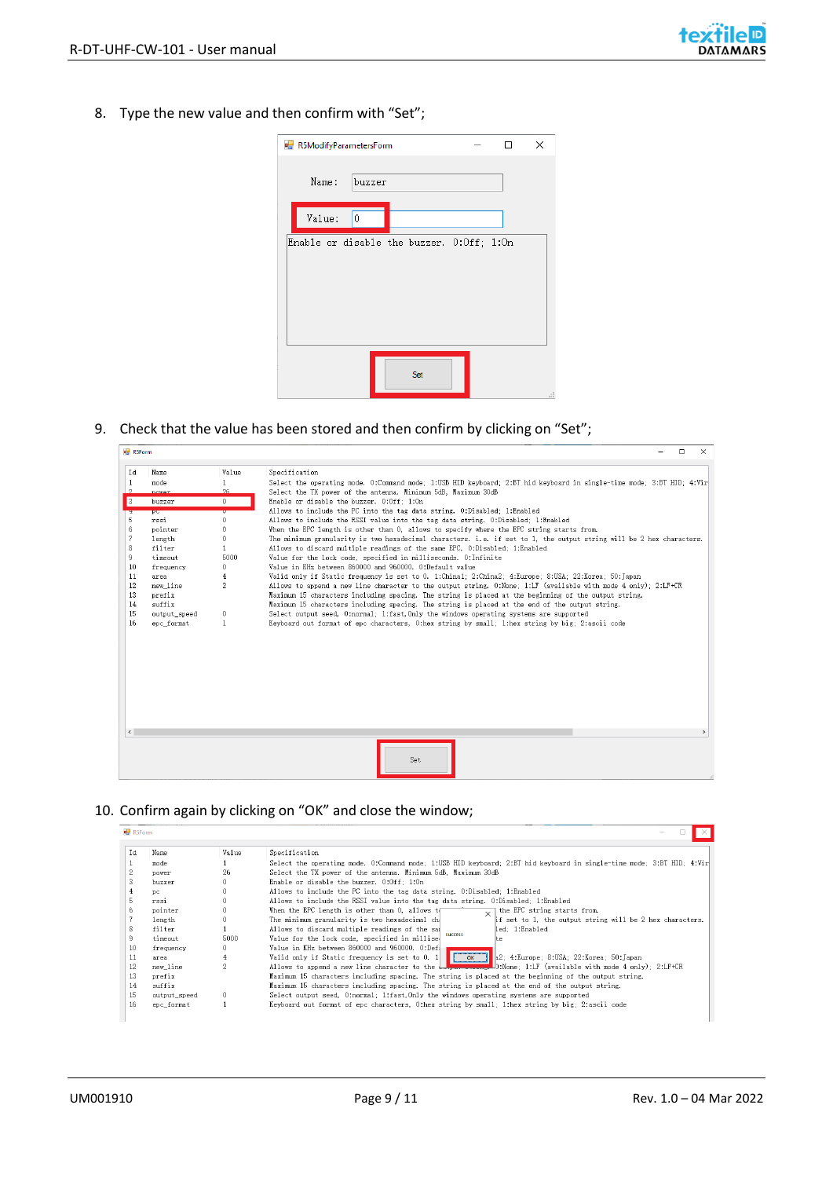8. Type the new value and then confirm with “Set”;

R5ModifyParametersForm

Name: buzzer

Value: 0

Enable or disable the buzzer. 0:Off; 1:On

Set

9. Check that the value has been stored and then confirm by clicking on “Set”;

R5Form

| Id | Name | Value | Specification |
|---|---|---|---|
| 1 | mode | 1 | Select the operating mode. 0:Command mode; 1:USB HID keyboard; 2:BT hid keyboard in single-time mode; 3:BT HID; 4:Vir |
| 2 | power | 26 | Select the TX power of the antenna. Minimum 5dB, Maximum 30dB |
| 3 | buzzer | 0 | Enable or disable the buzzer. 0:Off; 1:On |
| 4 | pc | 0 | Allows to include the PC into the tag data string. 0:Disabled; 1:Enabled |
| 5 | rssi | 0 | Allows to include the RSSI value into the tag data string. 0:Disabled; 1:Enabled |
| 6 | pointer | 0 | When the EPC length is other than 0, allows to specify where the EPC string starts from. |
| 7 | length | 0 | The minimum granularity is two hexadecimal characters. i.e. if set to 1, the output string will be 2 hex characters. |
| 8 | filter | 1 | Allows to discard multiple readings of the same EPC. 0:Disabled; 1:Enabled |
| 9 | timeout | 5000 | Value for the lock code, specified in milliseconds. 0:Infinite |
| 10 | frequency | 0 | Value in KHz between 860000 and 960000. 0:Default value |
| 11 | area | 4 | Valid only if Static frequency is set to 0. 1:China1; 2:China2; 4:Europe; 8:USA; 22:Korea; 50:Japan |
| 12 | new_line | 2 | Allows to append a new line character to the output string. 0:None; 1:LF (available with mode 4 only); 2:LF+CR |
| 13 | prefix | | Maximum 15 characters including spacing. The string is placed at the beginning of the output string. |
| 14 | suffix | | Maximum 15 characters including spacing. The string is placed at the end of the output string. |
| 15 | output_speed | 0 | Select output seed. 0:normal; 1:fast,Only the windows operating systems are supported |
| 16 | epc_format | 1 | Keyboard out format of epc characters. 0:hex string by small; 1:hex string by big; 2:ascii code |

Set

10. Confirm again by clicking on “OK” and close the window;

R5Form

success

OK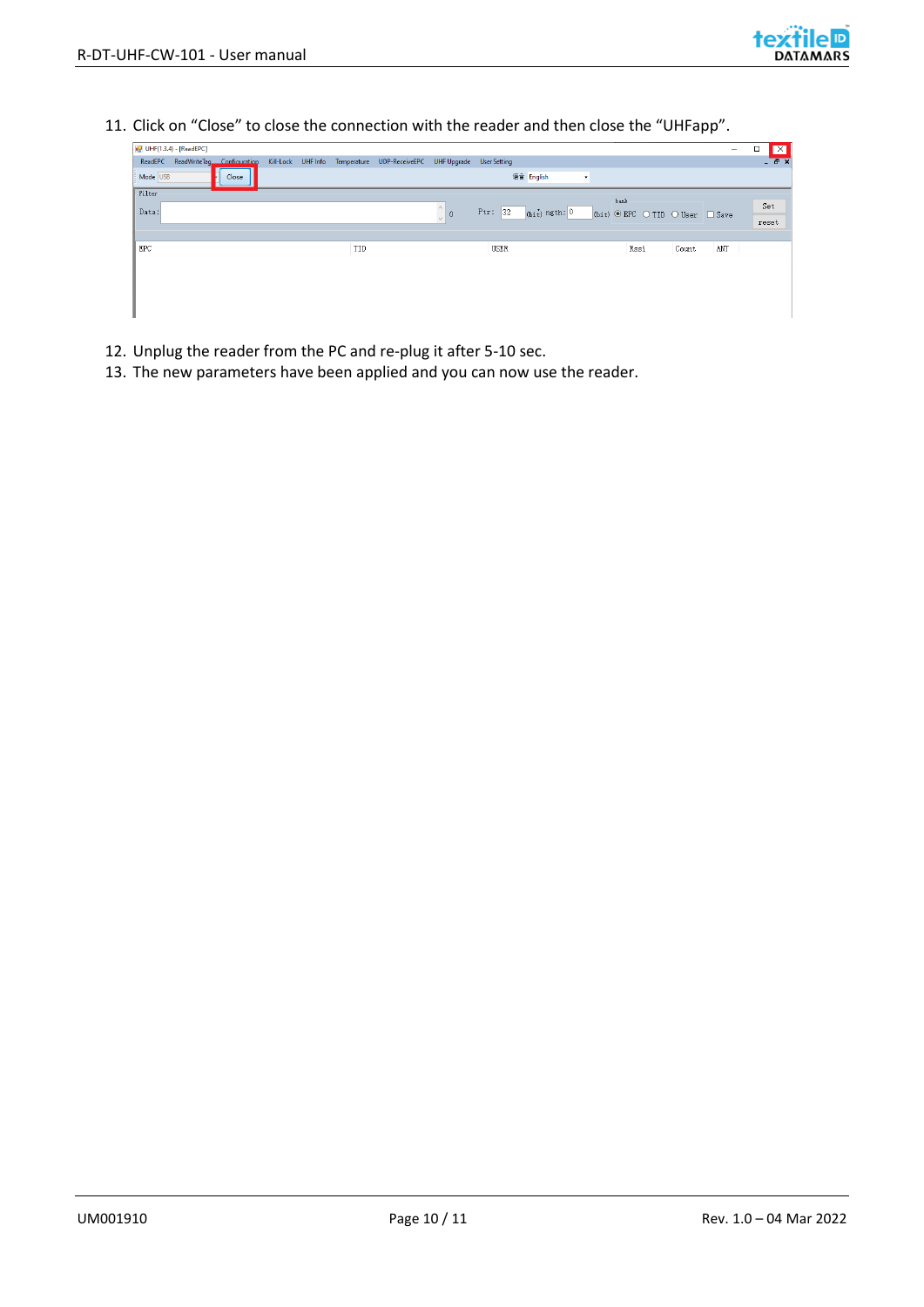11. Click on “Close” to close the connection with the reader and then close the “UHFapp”.

12. Unplug the reader from the PC and re-plug it after 5-10 sec.
13. The new parameters have been applied and you can now use the reader.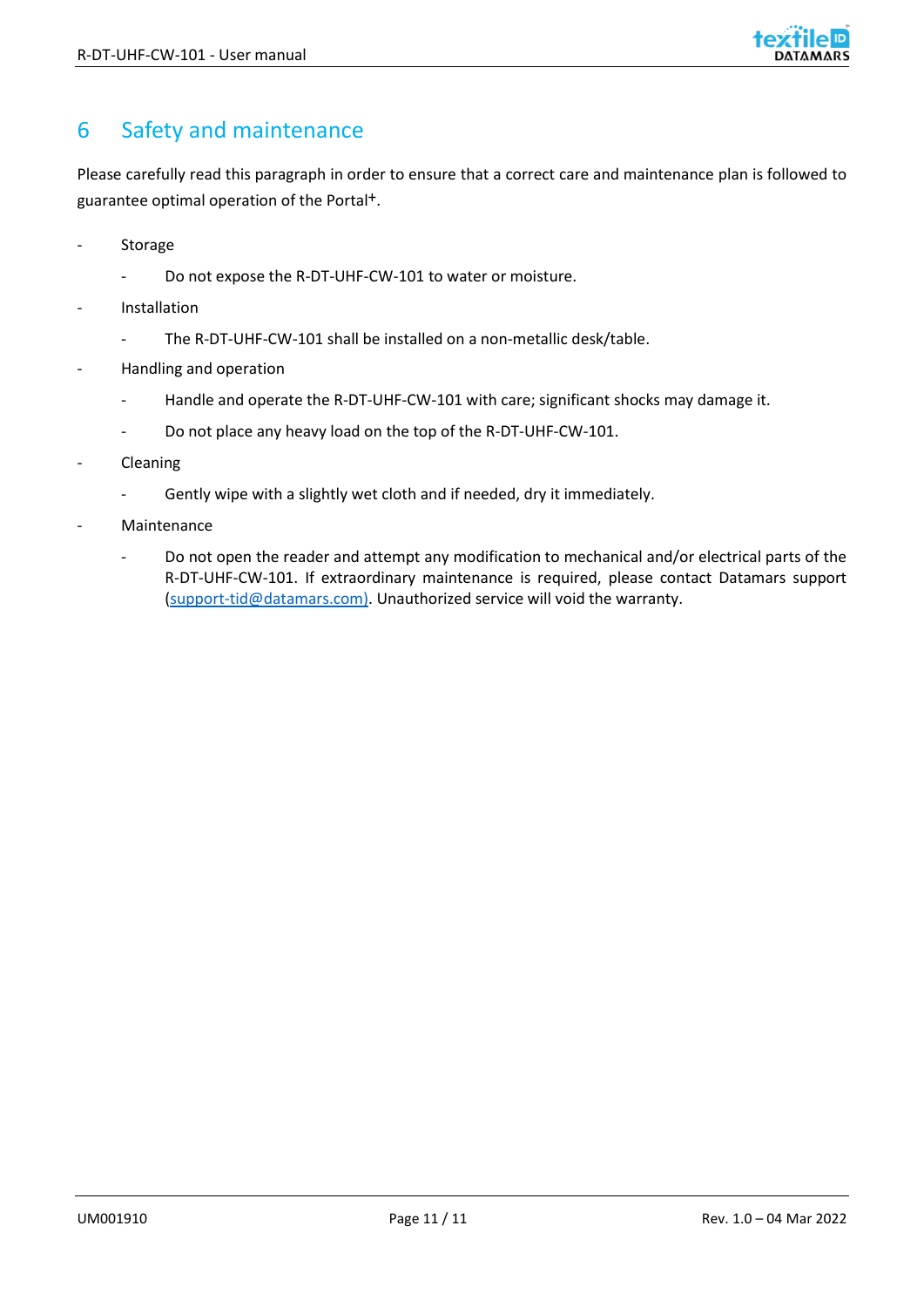# 6 Safety and maintenance

Please carefully read this paragraph in order to ensure that a correct care and maintenance plan is followed to guarantee optimal operation of the Portal+.

- Storage
  - Do not expose the R-DT-UHF-CW-101 to water or moisture.
- Installation
  - The R-DT-UHF-CW-101 shall be installed on a non-metallic desk/table.
- Handling and operation
  - Handle and operate the R-DT-UHF-CW-101 with care; significant shocks may damage it.
  - Do not place any heavy load on the top of the R-DT-UHF-CW-101.
- Cleaning
  - Gently wipe with a slightly wet cloth and if needed, dry it immediately.
- Maintenance
  - Do not open the reader and attempt any modification to mechanical and/or electrical parts of the R-DT-UHF-CW-101. If extraordinary maintenance is required, please contact Datamars support (support-tid@datamars.com). Unauthorized service will void the warranty.